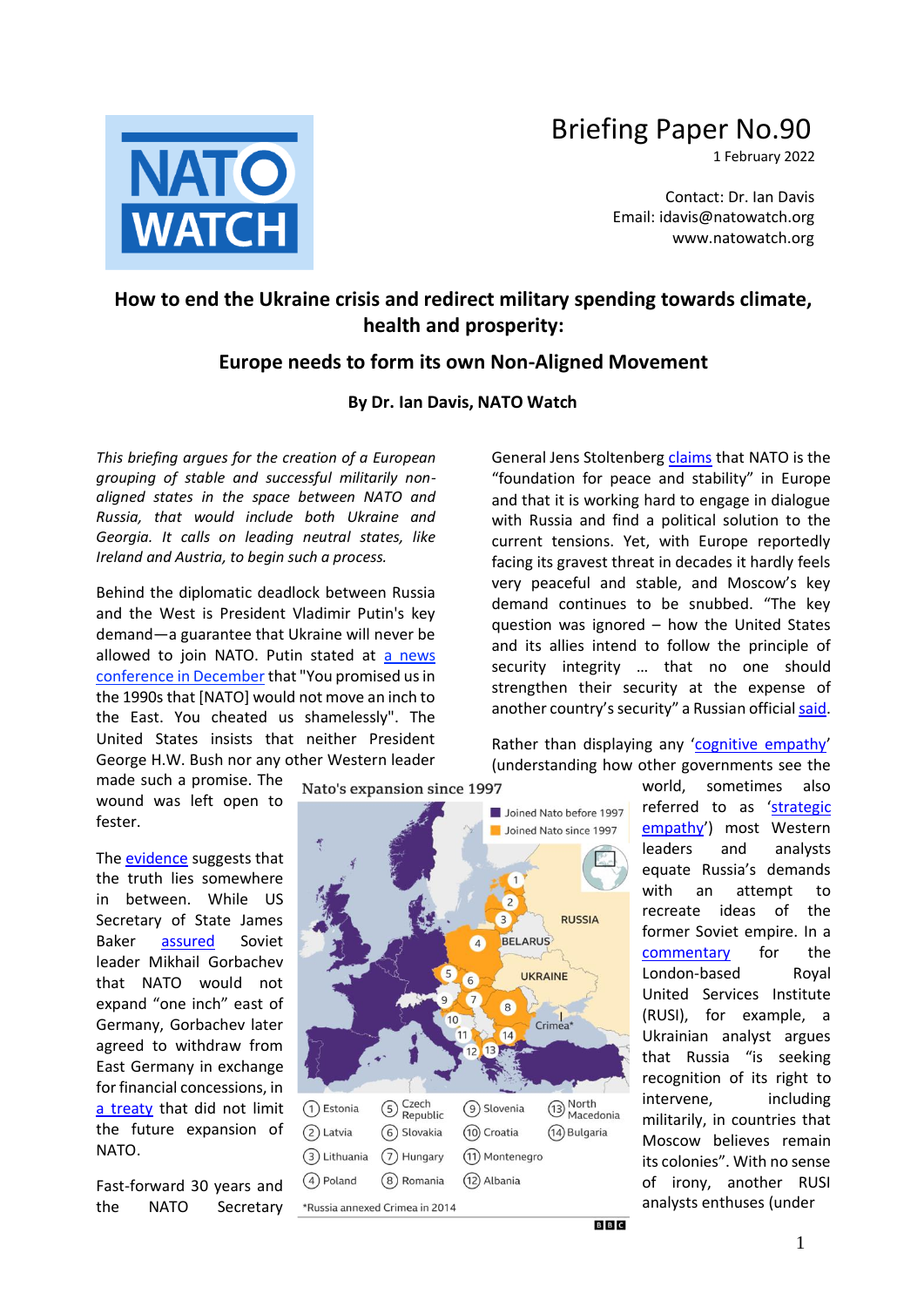# Briefing Paper No.90

1 February 2022

Contact: Dr. Ian Davis
Email: idavis@natowatch.org
www.natowatch.org

## How to end the Ukraine crisis and redirect military spending towards climate, health and prosperity:

## Europe needs to form its own Non-Aligned Movement

**By Dr. Ian Davis, NATO Watch**

*This briefing argues for the creation of a European grouping of stable and successful militarily non-aligned states in the space between NATO and Russia, that would include both Ukraine and Georgia. It calls on leading neutral states, like Ireland and Austria, to begin such a process.*

Behind the diplomatic deadlock between Russia and the West is President Vladimir Putin's key demand—a guarantee that Ukraine will never be allowed to join NATO. Putin stated at a news conference in December that "You promised us in the 1990s that [NATO] would not move an inch to the East. You cheated us shamelessly". The United States insists that neither President George H.W. Bush nor any other Western leader made such a promise. The wound was left open to fester.

The evidence suggests that the truth lies somewhere in between. While US Secretary of State James Baker assured Soviet leader Mikhail Gorbachev that NATO would expand "one inch" east of Germany, Gorbachev later agreed to withdraw from East Germany in exchange for financial concessions, in a treaty that did not limit the future expansion of NATO.

Fast-forward 30 years and the NATO Secretary General Jens Stoltenberg claims that NATO is the "foundation for peace and stability" in Europe and that it is working hard to engage in dialogue with Russia and find a political solution to the current tensions. Yet, with Europe reportedly facing its gravest threat in decades it hardly feels very peaceful and stable, and Moscow's key demand continues to be snubbed. "The key question was ignored – how the United States and its allies intend to follow the principle of security integrity … that no one should strengthen their security at the expense of another country's security" a Russian official said.

Rather than displaying any 'cognitive empathy' (understanding how other governments see the world, sometimes also referred to as 'strategic empathy') most Western leaders and analysts equate Russia's demands with an attempt to recreate ideas of the former Soviet empire. In a commentary for the London-based Royal United Services Institute (RUSI), for example, a Ukrainian analyst argues that Russia "is seeking recognition of its right to intervene, including militarily, in countries that Moscow believes remain its colonies". With no sense of irony, another RUSI analysts enthuses (under

**Nato's expansion since 1997**

- Joined Nato before 1997
- Joined Nato since 1997

(1) Estonia (2) Latvia (3) Lithuania (4) Poland (5) Czech Republic (6) Slovakia (7) Hungary (8) Romania (9) Slovenia (10) Croatia (11) Montenegro (12) Albania (13) North Macedonia (14) Bulgaria

*Russia annexed Crimea in 2014

BBC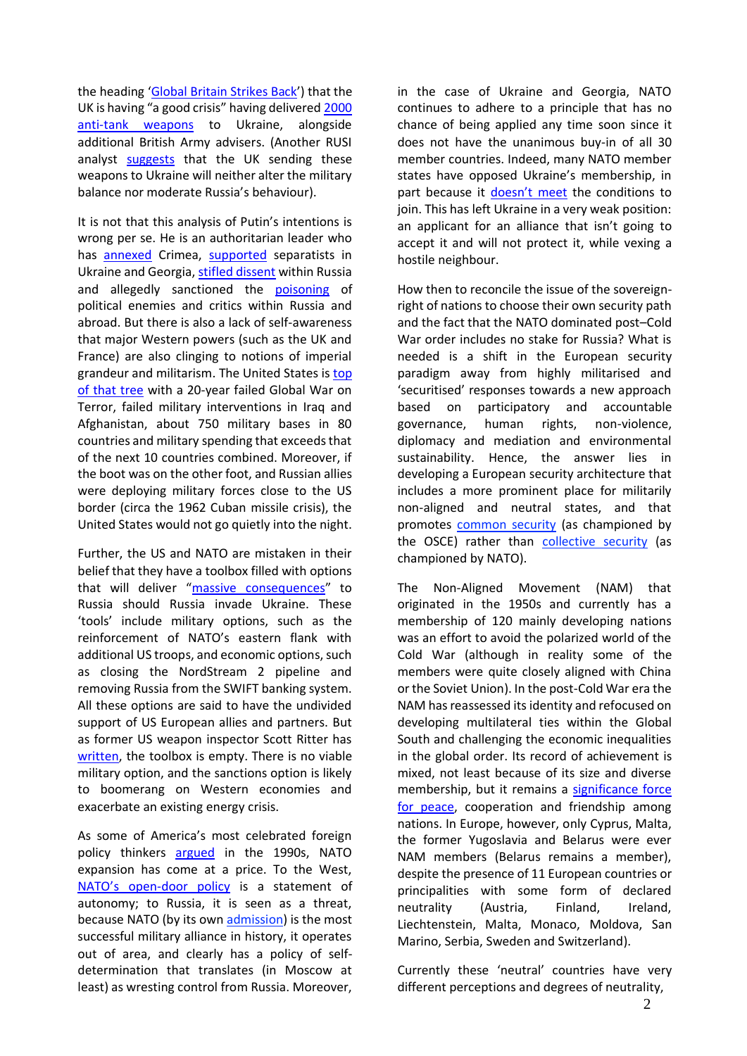the heading 'Global Britain Strikes Back') that the UK is having "a good crisis" having delivered 2000 anti-tank weapons to Ukraine, alongside additional British Army advisers. (Another RUSI analyst suggests that the UK sending these weapons to Ukraine will neither alter the military balance nor moderate Russia's behaviour).

It is not that this analysis of Putin's intentions is wrong per se. He is an authoritarian leader who has annexed Crimea, supported separatists in Ukraine and Georgia, stifled dissent within Russia and allegedly sanctioned the poisoning of political enemies and critics within Russia and abroad. But there is also a lack of self-awareness that major Western powers (such as the UK and France) are also clinging to notions of imperial grandeur and militarism. The United States is top of that tree with a 20-year failed Global War on Terror, failed military interventions in Iraq and Afghanistan, about 750 military bases in 80 countries and military spending that exceeds that of the next 10 countries combined. Moreover, if the boot was on the other foot, and Russian allies were deploying military forces close to the US border (circa the 1962 Cuban missile crisis), the United States would not go quietly into the night.

Further, the US and NATO are mistaken in their belief that they have a toolbox filled with options that will deliver "massive consequences" to Russia should Russia invade Ukraine. These 'tools' include military options, such as the reinforcement of NATO's eastern flank with additional US troops, and economic options, such as closing the NordStream 2 pipeline and removing Russia from the SWIFT banking system. All these options are said to have the undivided support of US European allies and partners. But as former US weapon inspector Scott Ritter has written, the toolbox is empty. There is no viable military option, and the sanctions option is likely to boomerang on Western economies and exacerbate an existing energy crisis.

As some of America's most celebrated foreign policy thinkers argued in the 1990s, NATO expansion has come at a price. To the West, NATO's open-door policy is a statement of autonomy; to Russia, it is seen as a threat, because NATO (by its own admission) is the most successful military alliance in history, it operates out of area, and clearly has a policy of self-determination that translates (in Moscow at least) as wresting control from Russia. Moreover, in the case of Ukraine and Georgia, NATO continues to adhere to a principle that has no chance of being applied any time soon since it does not have the unanimous buy-in of all 30 member countries. Indeed, many NATO member states have opposed Ukraine's membership, in part because it doesn't meet the conditions to join. This has left Ukraine in a very weak position: an applicant for an alliance that isn't going to accept it and will not protect it, while vexing a hostile neighbour.

How then to reconcile the issue of the sovereign-right of nations to choose their own security path and the fact that the NATO dominated post–Cold War order includes no stake for Russia? What is needed is a shift in the European security paradigm away from highly militarised and 'securitised' responses towards a new approach based on participatory and accountable governance, human rights, non-violence, diplomacy and mediation and environmental sustainability. Hence, the answer lies in developing a European security architecture that includes a more prominent place for militarily non-aligned and neutral states, and that promotes common security (as championed by the OSCE) rather than collective security (as championed by NATO).

The Non-Aligned Movement (NAM) that originated in the 1950s and currently has a membership of 120 mainly developing nations was an effort to avoid the polarized world of the Cold War (although in reality some of the members were quite closely aligned with China or the Soviet Union). In the post-Cold War era the NAM has reassessed its identity and refocused on developing multilateral ties within the Global South and challenging the economic inequalities in the global order. Its record of achievement is mixed, not least because of its size and diverse membership, but it remains a significance force for peace, cooperation and friendship among nations. In Europe, however, only Cyprus, Malta, the former Yugoslavia and Belarus were ever NAM members (Belarus remains a member), despite the presence of 11 European countries or principalities with some form of declared neutrality (Austria, Finland, Ireland, Liechtenstein, Malta, Monaco, Moldova, San Marino, Serbia, Sweden and Switzerland).

Currently these 'neutral' countries have very different perceptions and degrees of neutrality,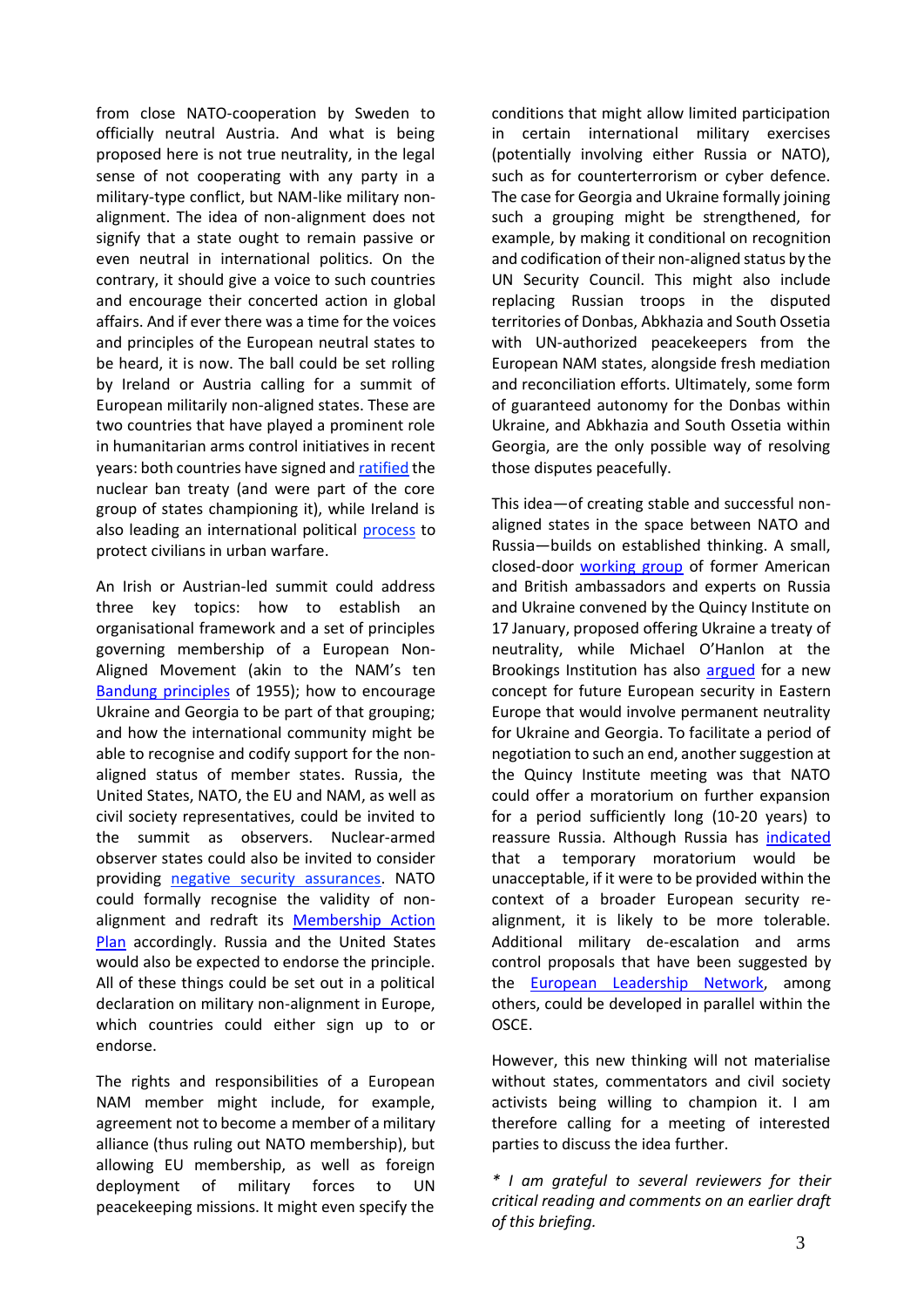from close NATO-cooperation by Sweden to officially neutral Austria. And what is being proposed here is not true neutrality, in the legal sense of not cooperating with any party in a military-type conflict, but NAM-like military non-alignment. The idea of non-alignment does not signify that a state ought to remain passive or even neutral in international politics. On the contrary, it should give a voice to such countries and encourage their concerted action in global affairs. And if ever there was a time for the voices and principles of the European neutral states to be heard, it is now. The ball could be set rolling by Ireland or Austria calling for a summit of European militarily non-aligned states. These are two countries that have played a prominent role in humanitarian arms control initiatives in recent years: both countries have signed and ratified the nuclear ban treaty (and were part of the core group of states championing it), while Ireland is also leading an international political process to protect civilians in urban warfare.

An Irish or Austrian-led summit could address three key topics: how to establish an organisational framework and a set of principles governing membership of a European Non-Aligned Movement (akin to the NAM's ten Bandung principles of 1955); how to encourage Ukraine and Georgia to be part of that grouping; and how the international community might be able to recognise and codify support for the non-aligned status of member states. Russia, the United States, NATO, the EU and NAM, as well as civil society representatives, could be invited to the summit as observers. Nuclear-armed observer states could also be invited to consider providing negative security assurances. NATO could formally recognise the validity of non-alignment and redraft its Membership Action Plan accordingly. Russia and the United States would also be expected to endorse the principle. All of these things could be set out in a political declaration on military non-alignment in Europe, which countries could either sign up to or endorse.

The rights and responsibilities of a European NAM member might include, for example, agreement not to become a member of a military alliance (thus ruling out NATO membership), but allowing EU membership, as well as foreign deployment of military forces to UN peacekeeping missions. It might even specify the conditions that might allow limited participation in certain international military exercises (potentially involving either Russia or NATO), such as for counterterrorism or cyber defence. The case for Georgia and Ukraine formally joining such a grouping might be strengthened, for example, by making it conditional on recognition and codification of their non-aligned status by the UN Security Council. This might also include replacing Russian troops in the disputed territories of Donbas, Abkhazia and South Ossetia with UN-authorized peacekeepers from the European NAM states, alongside fresh mediation and reconciliation efforts. Ultimately, some form of guaranteed autonomy for the Donbas within Ukraine, and Abkhazia and South Ossetia within Georgia, are the only possible way of resolving those disputes peacefully.

This idea—of creating stable and successful non-aligned states in the space between NATO and Russia—builds on established thinking. A small, closed-door working group of former American and British ambassadors and experts on Russia and Ukraine convened by the Quincy Institute on 17 January, proposed offering Ukraine a treaty of neutrality, while Michael O'Hanlon at the Brookings Institution has also argued for a new concept for future European security in Eastern Europe that would involve permanent neutrality for Ukraine and Georgia. To facilitate a period of negotiation to such an end, another suggestion at the Quincy Institute meeting was that NATO could offer a moratorium on further expansion for a period sufficiently long (10-20 years) to reassure Russia. Although Russia has indicated that a temporary moratorium would be unacceptable, if it were to be provided within the context of a broader European security re-alignment, it is likely to be more tolerable. Additional military de-escalation and arms control proposals that have been suggested by the European Leadership Network, among others, could be developed in parallel within the OSCE.

However, this new thinking will not materialise without states, commentators and civil society activists being willing to champion it. I am therefore calling for a meeting of interested parties to discuss the idea further.

*\* I am grateful to several reviewers for their critical reading and comments on an earlier draft of this briefing.*